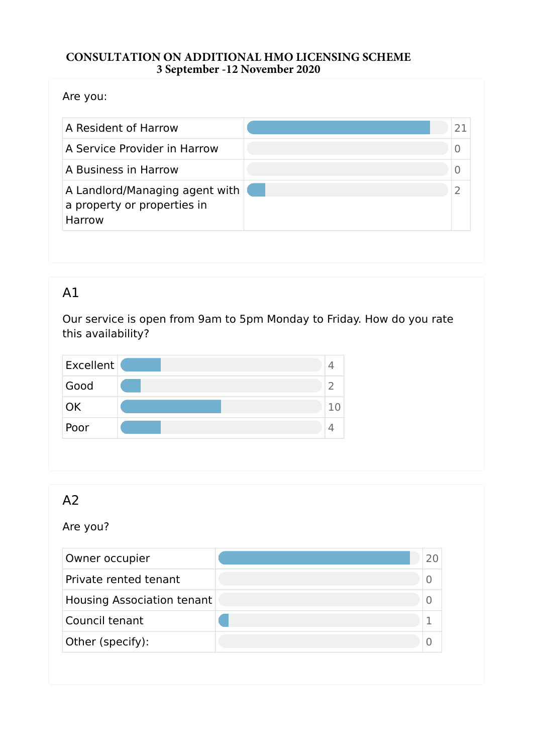# CONSULTATION ON ADDITIONAL HMO LICENSING SCHEME
**3 September -12 November 2020**

Are you:

| | |
|---|---|
| A Resident of Harrow | 21 |
| A Service Provider in Harrow | 0 |
| A Business in Harrow | 0 |
| A Landlord/Managing agent with a property or properties in Harrow | 2 |

## A1

Our service is open from 9am to 5pm Monday to Friday. How do you rate this availability?

| | |
|---|---|
| Excellent | 4 |
| Good | 2 |
| OK | 10 |
| Poor | 4 |

## A2

Are you?

| | |
|---|---|
| Owner occupier | 20 |
| Private rented tenant | 0 |
| Housing Association tenant | 0 |
| Council tenant | 1 |
| Other (specify): | 0 |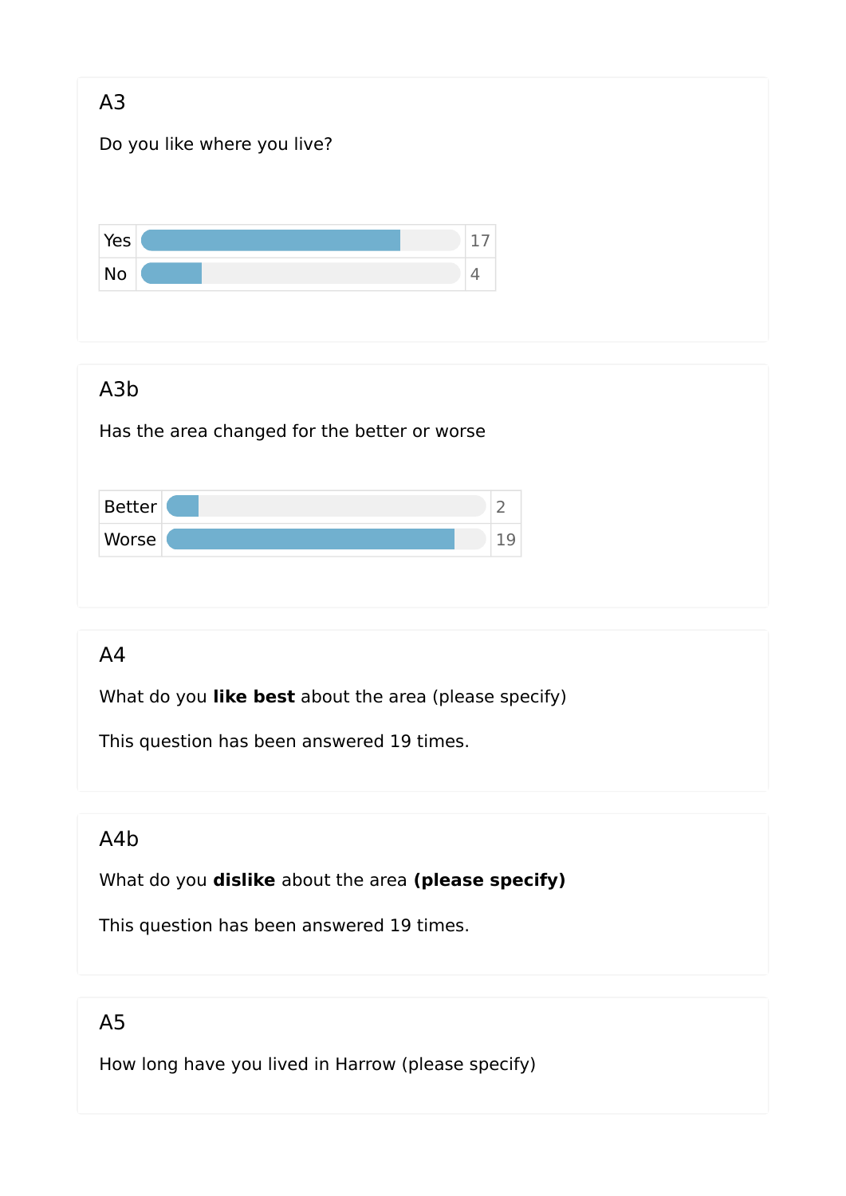## A3

Do you like where you live?

| Response | Count |
|---|---|
| Yes | 17 |
| No | 4 |

## A3b

Has the area changed for the better or worse

| Response | Count |
|---|---|
| Better | 2 |
| Worse | 19 |

## A4

What do you **like best** about the area (please specify)

This question has been answered 19 times.

## A4b

What do you **dislike** about the area **(please specify)**

This question has been answered 19 times.

## A5

How long have you lived in Harrow (please specify)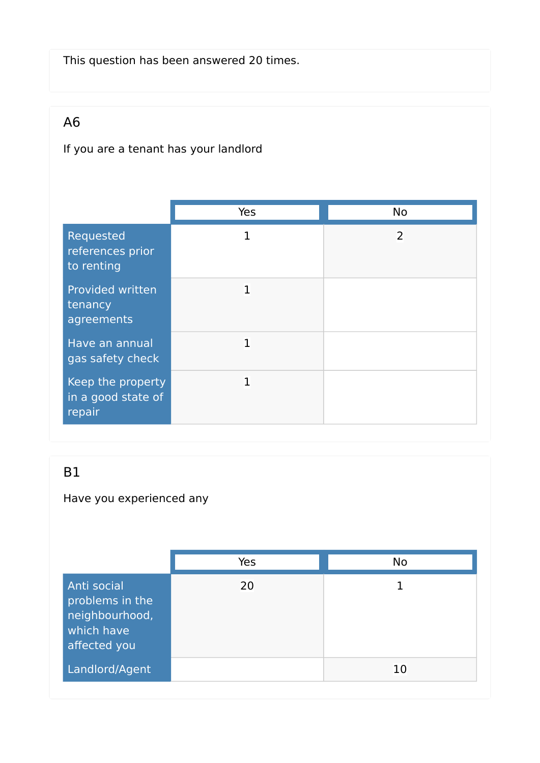This question has been answered 20 times.

## A6

If you are a tenant has your landlord

| | Yes | No |
|---|---|---|
| Requested references prior to renting | 1 | 2 |
| Provided written tenancy agreements | 1 | |
| Have an annual gas safety check | 1 | |
| Keep the property in a good state of repair | 1 | |

## B1

Have you experienced any

| | Yes | No |
|---|---|---|
| Anti social problems in the neighbourhood, which have affected you | 20 | 1 |
| Landlord/Agent | | 10 |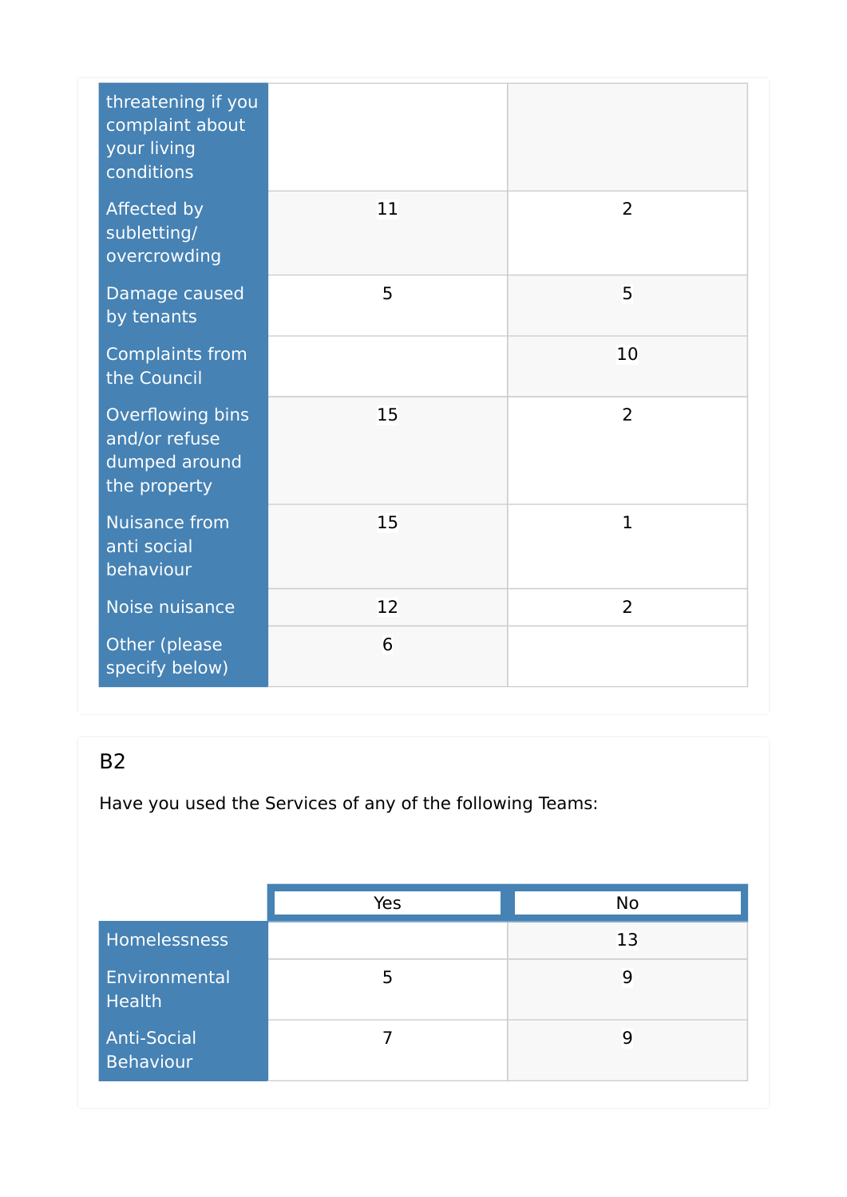| | | |
|---|---|---|
| threatening if you complaint about your living conditions | | |
| Affected by subletting/ overcrowding | 11 | 2 |
| Damage caused by tenants | 5 | 5 |
| Complaints from the Council | | 10 |
| Overflowing bins and/or refuse dumped around the property | 15 | 2 |
| Nuisance from anti social behaviour | 15 | 1 |
| Noise nuisance | 12 | 2 |
| Other (please specify below) | 6 | |

B2

Have you used the Services of any of the following Teams:

| | Yes | No |
|---|---|---|
| Homelessness | | 13 |
| Environmental Health | 5 | 9 |
| Anti-Social Behaviour | 7 | 9 |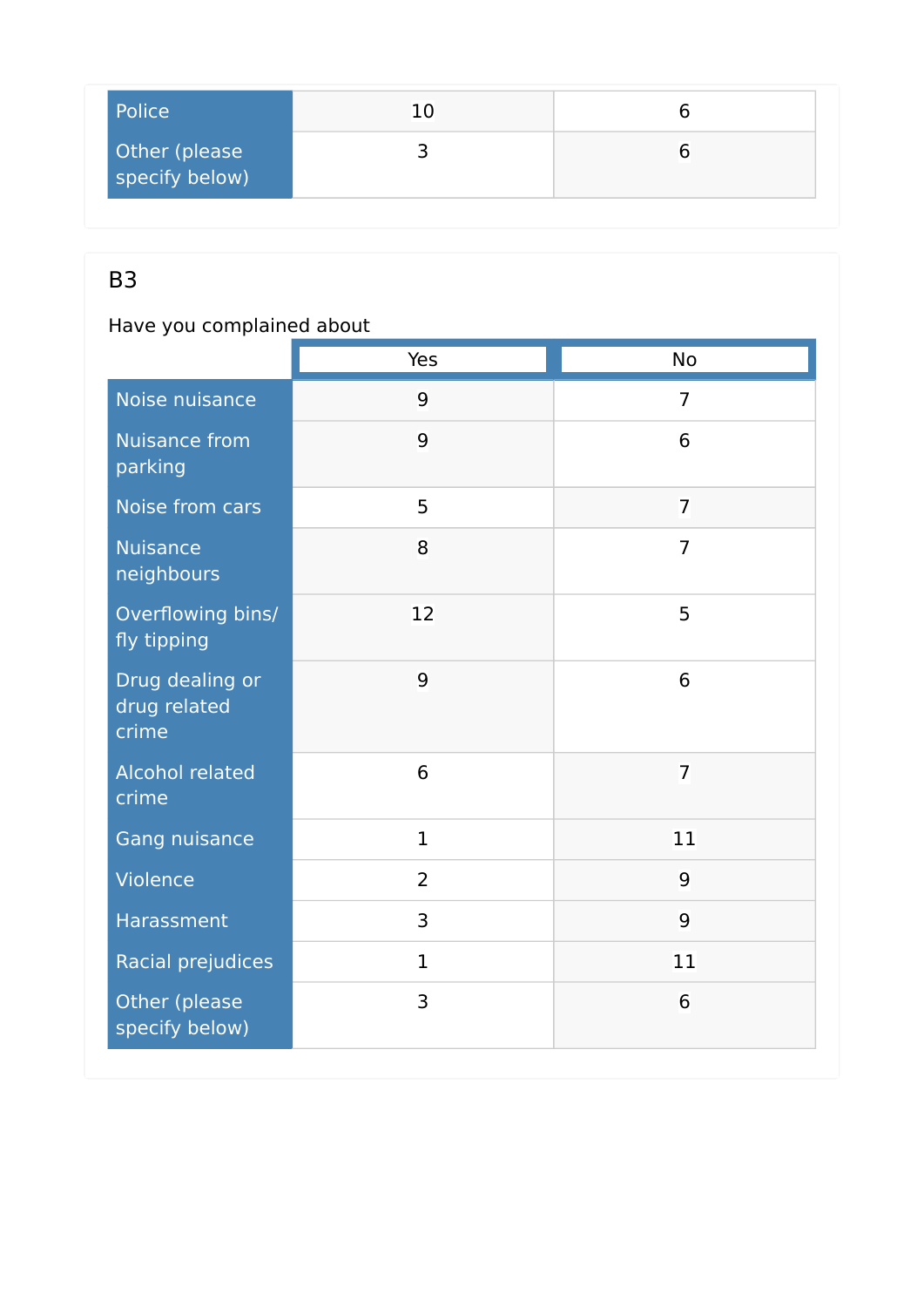| | | |
|---|---|---|
| Police | 10 | 6 |
| Other (please specify below) | 3 | 6 |

## B3

Have you complained about

| | Yes | No |
|---|---|---|
| Noise nuisance | 9 | 7 |
| Nuisance from parking | 9 | 6 |
| Noise from cars | 5 | 7 |
| Nuisance neighbours | 8 | 7 |
| Overflowing bins/ fly tipping | 12 | 5 |
| Drug dealing or drug related crime | 9 | 6 |
| Alcohol related crime | 6 | 7 |
| Gang nuisance | 1 | 11 |
| Violence | 2 | 9 |
| Harassment | 3 | 9 |
| Racial prejudices | 1 | 11 |
| Other (please specify below) | 3 | 6 |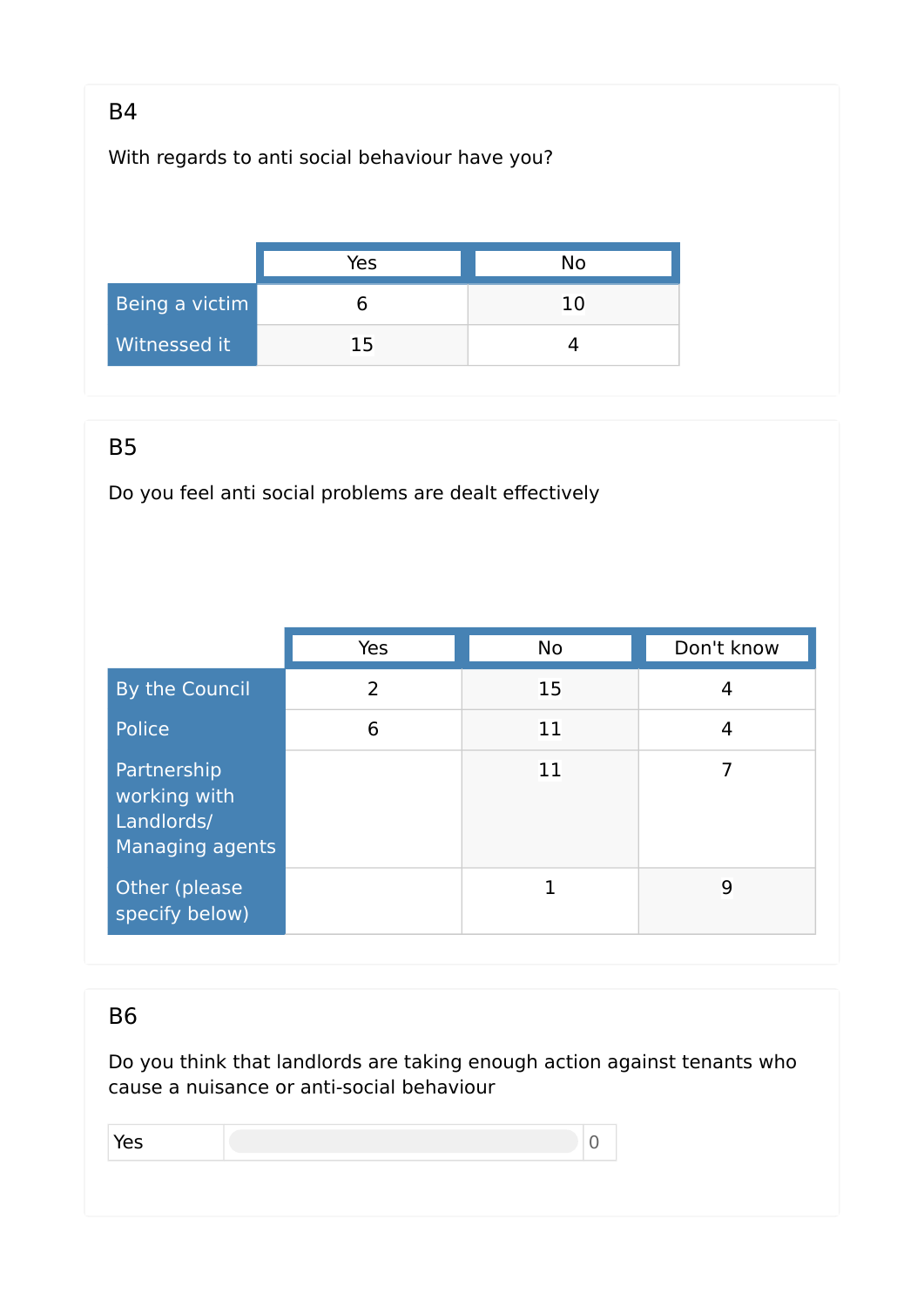## B4

With regards to anti social behaviour have you?

| | Yes | No |
|---|---|---|
| Being a victim | 6 | 10 |
| Witnessed it | 15 | 4 |

## B5

Do you feel anti social problems are dealt effectively

| | Yes | No | Don't know |
|---|---|---|---|
| By the Council | 2 | 15 | 4 |
| Police | 6 | 11 | 4 |
| Partnership working with Landlords/ Managing agents | | 11 | 7 |
| Other (please specify below) | | 1 | 9 |

## B6

Do you think that landlords are taking enough action against tenants who cause a nuisance or anti-social behaviour

| | |
|---|---|
| Yes | 0 |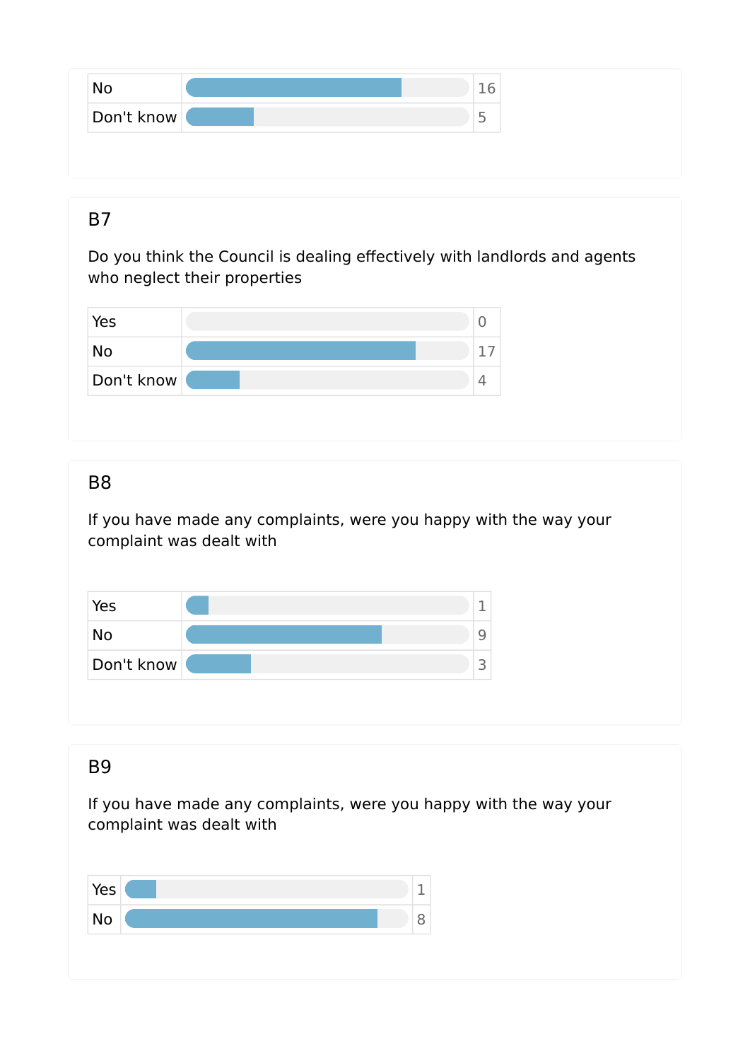| | |
|---|---|
| No | 16 |
| Don't know | 5 |

## B7

Do you think the Council is dealing effectively with landlords and agents who neglect their properties

| | |
|---|---|
| Yes | 0 |
| No | 17 |
| Don't know | 4 |

## B8

If you have made any complaints, were you happy with the way your complaint was dealt with

| | |
|---|---|
| Yes | 1 |
| No | 9 |
| Don't know | 3 |

## B9

If you have made any complaints, were you happy with the way your complaint was dealt with

| | |
|---|---|
| Yes | 1 |
| No | 8 |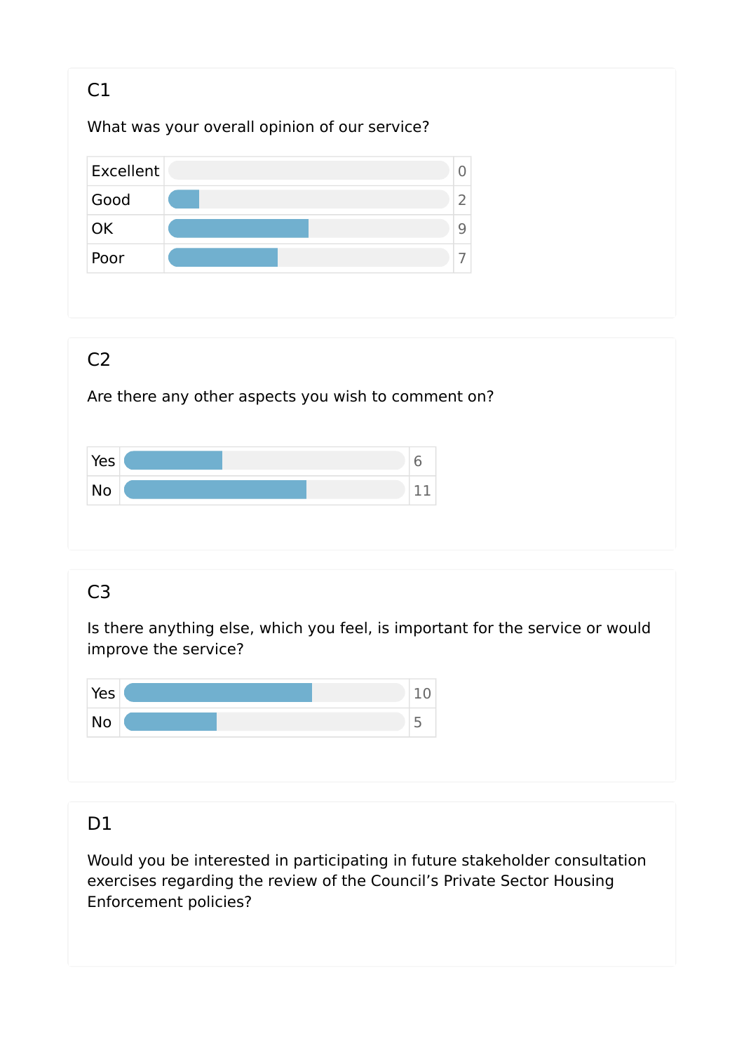## C1

What was your overall opinion of our service?

| Response | Count |
| --- | --- |
| Excellent | 0 |
| Good | 2 |
| OK | 9 |
| Poor | 7 |

## C2

Are there any other aspects you wish to comment on?

| Response | Count |
| --- | --- |
| Yes | 6 |
| No | 11 |

## C3

Is there anything else, which you feel, is important for the service or would improve the service?

| Response | Count |
| --- | --- |
| Yes | 10 |
| No | 5 |

## D1

Would you be interested in participating in future stakeholder consultation exercises regarding the review of the Council's Private Sector Housing Enforcement policies?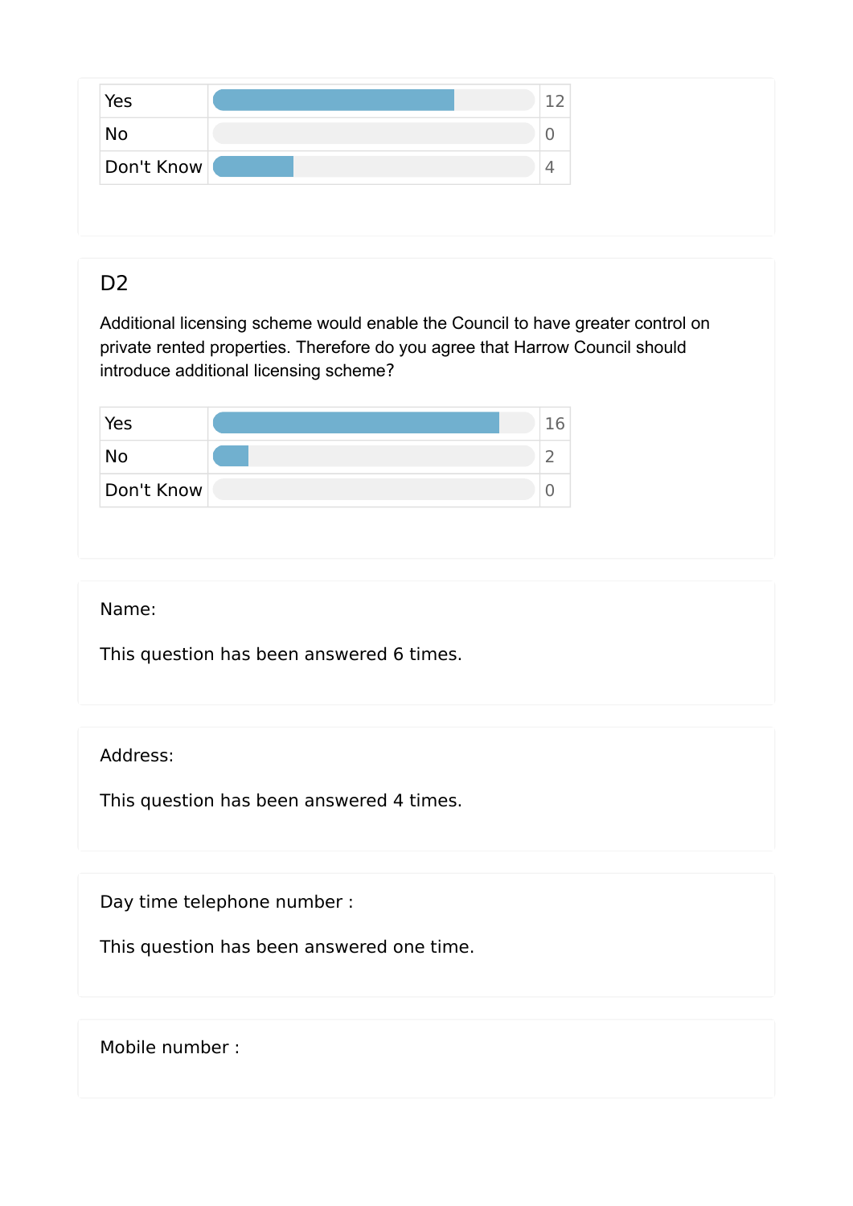| | |
|---|---|
| Yes | 12 |
| No | 0 |
| Don't Know | 4 |

## D2

Additional licensing scheme would enable the Council to have greater control on private rented properties. Therefore do you agree that Harrow Council should introduce additional licensing scheme?

| | |
|---|---|
| Yes | 16 |
| No | 2 |
| Don't Know | 0 |

Name:

This question has been answered 6 times.

Address:

This question has been answered 4 times.

Day time telephone number :

This question has been answered one time.

Mobile number :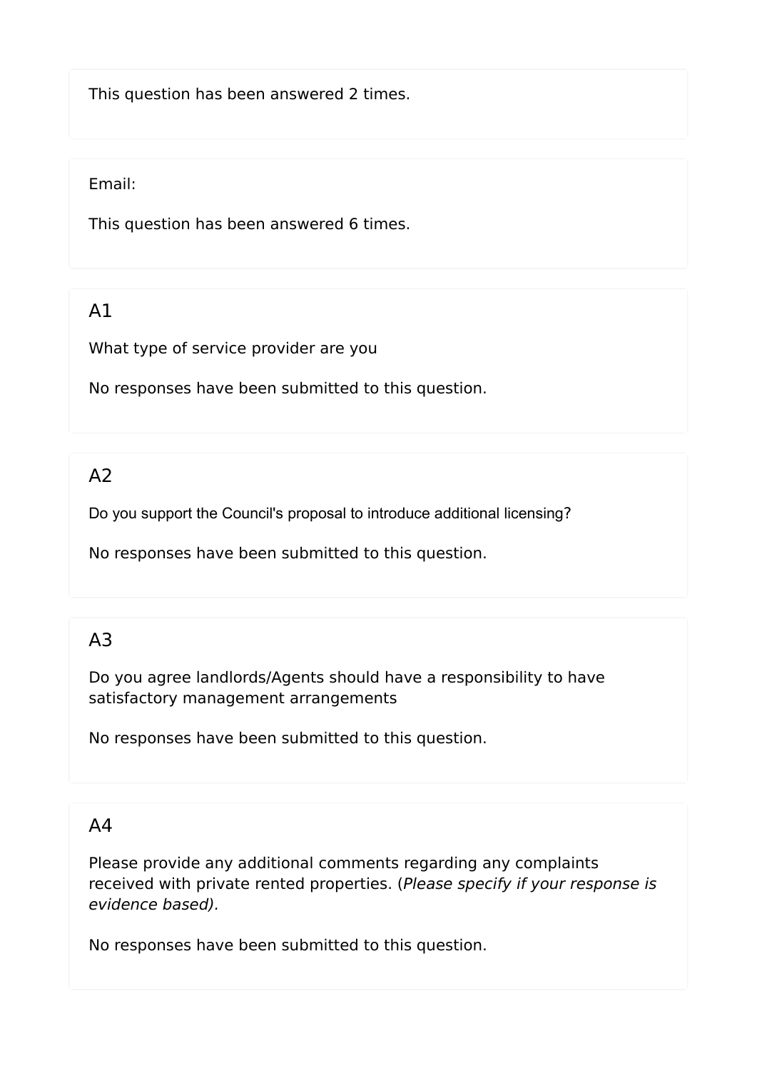This question has been answered 2 times.

Email:

This question has been answered 6 times.

## A1

What type of service provider are you

No responses have been submitted to this question.

## A2

Do you support the Council's proposal to introduce additional licensing?

No responses have been submitted to this question.

## A3

Do you agree landlords/Agents should have a responsibility to have satisfactory management arrangements

No responses have been submitted to this question.

## A4

Please provide any additional comments regarding any complaints received with private rented properties. (*Please specify if your response is evidence based).*

No responses have been submitted to this question.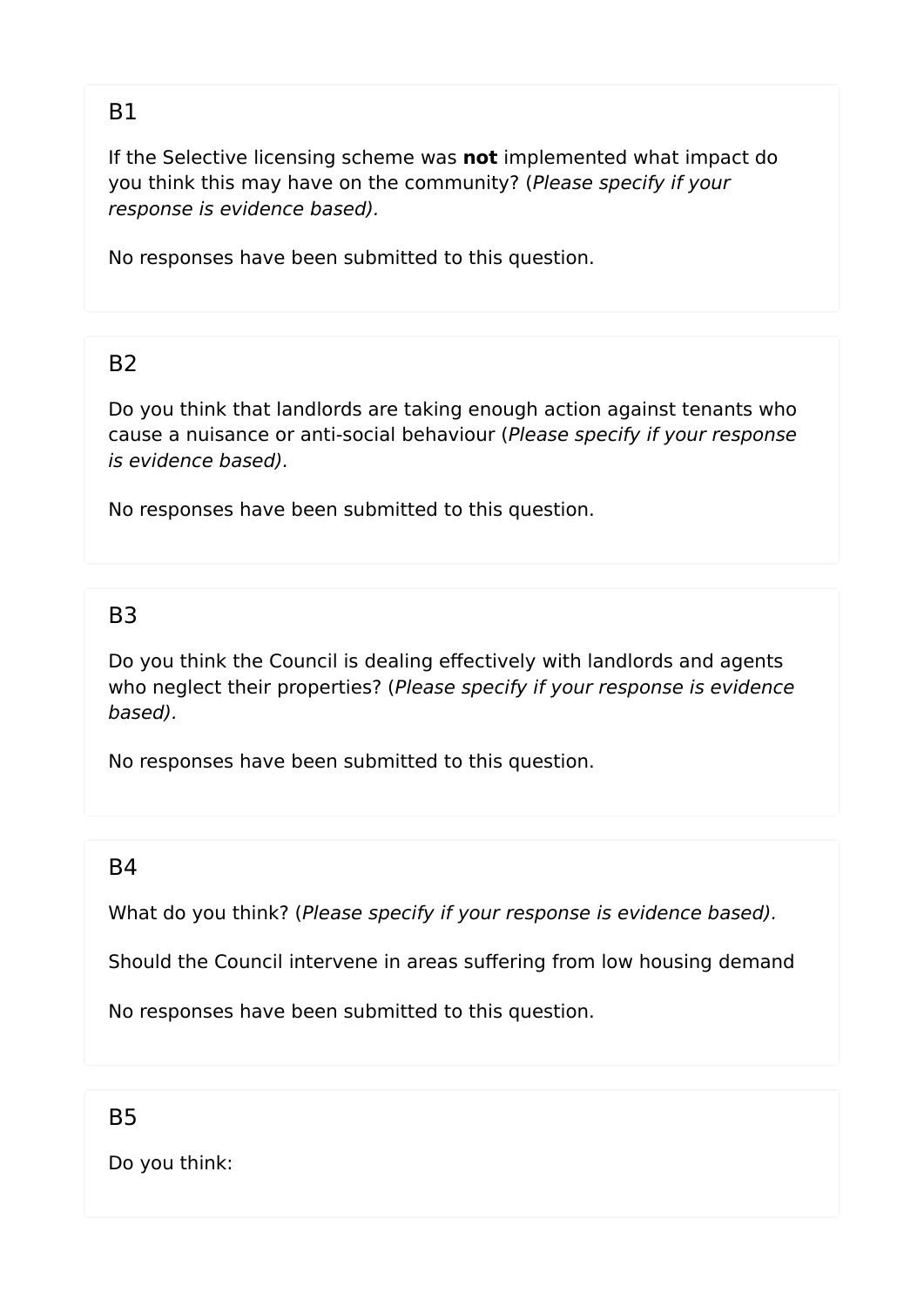### B1

If the Selective licensing scheme was **not** implemented what impact do you think this may have on the community? (*Please specify if your response is evidence based).*

No responses have been submitted to this question.

### B2

Do you think that landlords are taking enough action against tenants who cause a nuisance or anti-social behaviour (*Please specify if your response is evidence based).*

No responses have been submitted to this question.

### B3

Do you think the Council is dealing effectively with landlords and agents who neglect their properties? (*Please specify if your response is evidence based).*

No responses have been submitted to this question.

### B4

What do you think? (*Please specify if your response is evidence based).*

Should the Council intervene in areas suffering from low housing demand

No responses have been submitted to this question.

### B5

Do you think: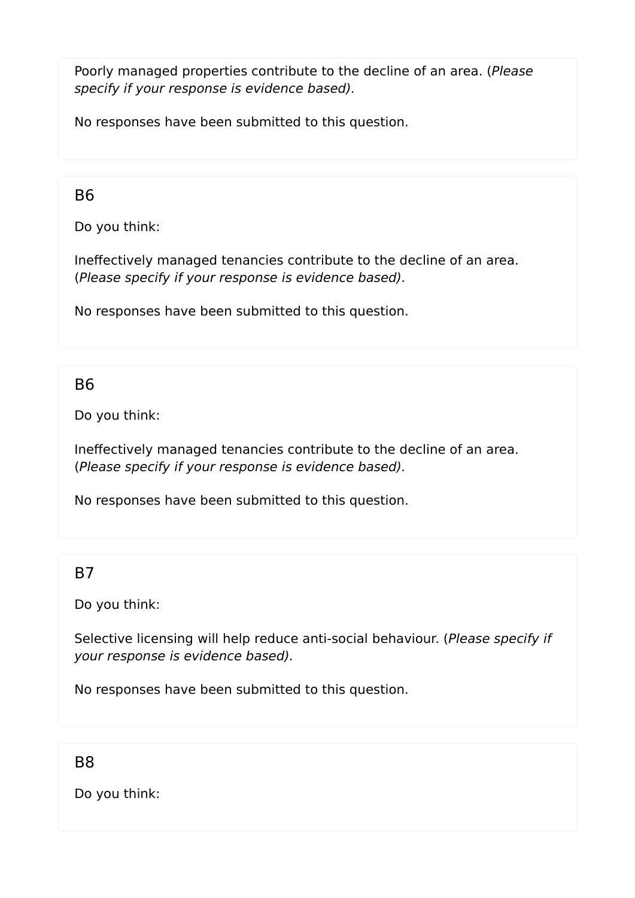Poorly managed properties contribute to the decline of an area. (*Please specify if your response is evidence based).*

No responses have been submitted to this question.

## B6

Do you think:

Ineffectively managed tenancies contribute to the decline of an area. (*Please specify if your response is evidence based).*

No responses have been submitted to this question.

## B6

Do you think:

Ineffectively managed tenancies contribute to the decline of an area. (*Please specify if your response is evidence based).*

No responses have been submitted to this question.

## B7

Do you think:

Selective licensing will help reduce anti-social behaviour. (*Please specify if your response is evidence based).*

No responses have been submitted to this question.

## B8

Do you think: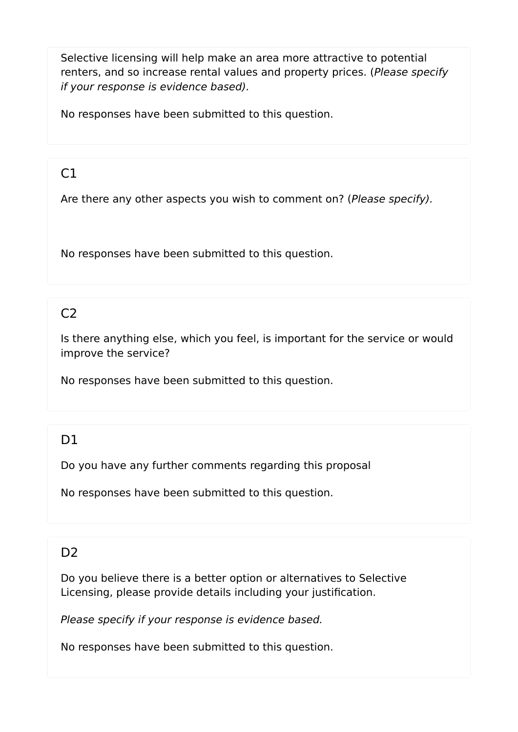Selective licensing will help make an area more attractive to potential renters, and so increase rental values and property prices. (*Please specify if your response is evidence based).*

No responses have been submitted to this question.

## C1

Are there any other aspects you wish to comment on? (*Please specify).*

No responses have been submitted to this question.

## C2

Is there anything else, which you feel, is important for the service or would improve the service?

No responses have been submitted to this question.

## D1

Do you have any further comments regarding this proposal

No responses have been submitted to this question.

## D2

Do you believe there is a better option or alternatives to Selective Licensing, please provide details including your justification.

*Please specify if your response is evidence based.*

No responses have been submitted to this question.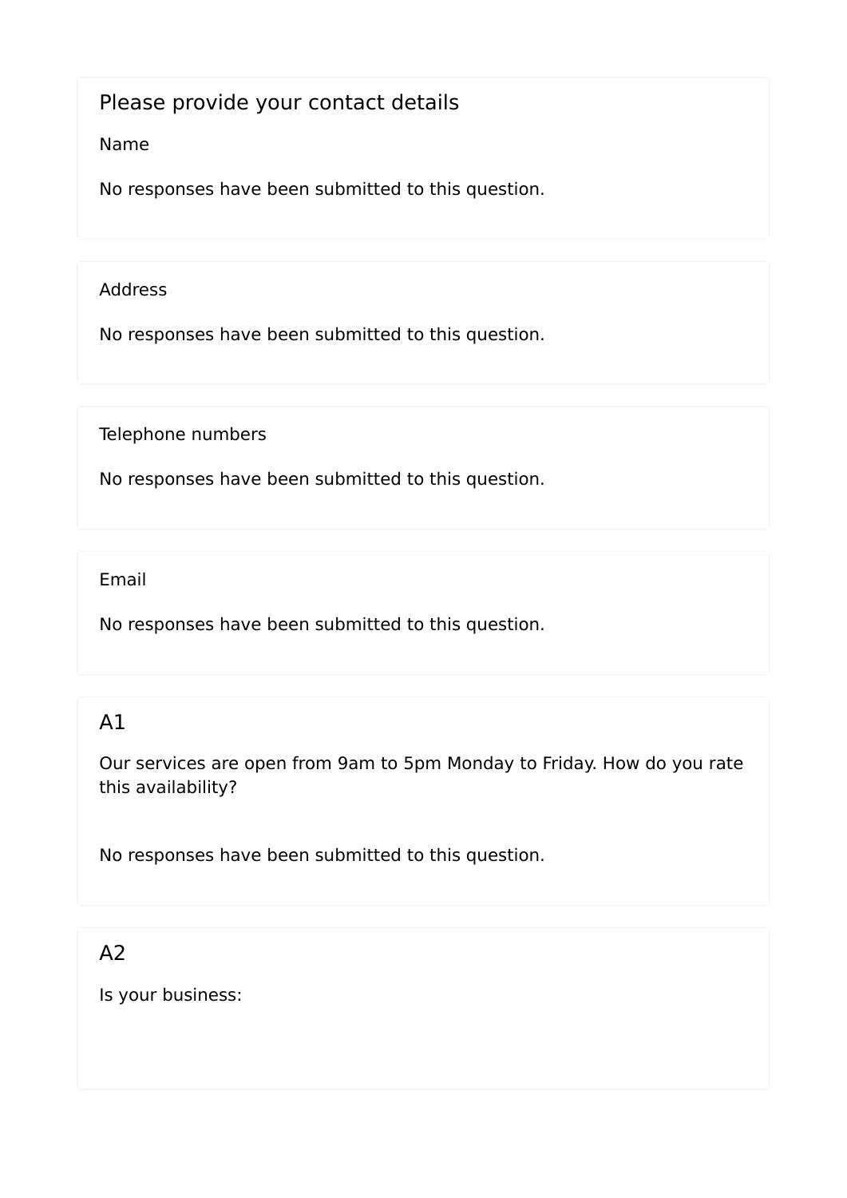## Please provide your contact details

Name

No responses have been submitted to this question.

Address

No responses have been submitted to this question.

Telephone numbers

No responses have been submitted to this question.

Email

No responses have been submitted to this question.

## A1

Our services are open from 9am to 5pm Monday to Friday. How do you rate this availability?

No responses have been submitted to this question.

## A2

Is your business: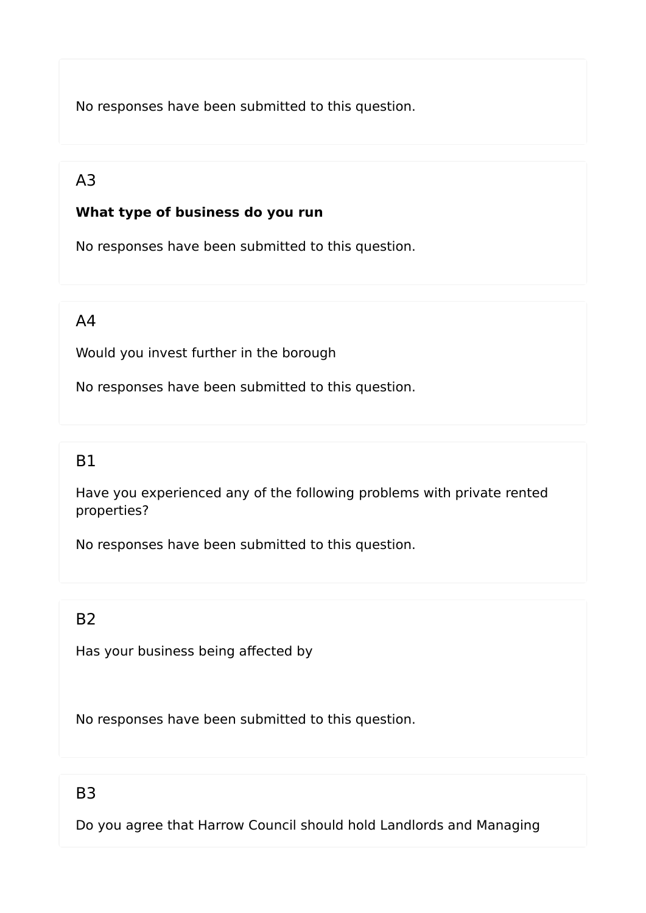No responses have been submitted to this question.

## A3

**What type of business do you run**

No responses have been submitted to this question.

## A4

Would you invest further in the borough

No responses have been submitted to this question.

## B1

Have you experienced any of the following problems with private rented properties?

No responses have been submitted to this question.

## B2

Has your business being affected by

No responses have been submitted to this question.

## B3

Do you agree that Harrow Council should hold Landlords and Managing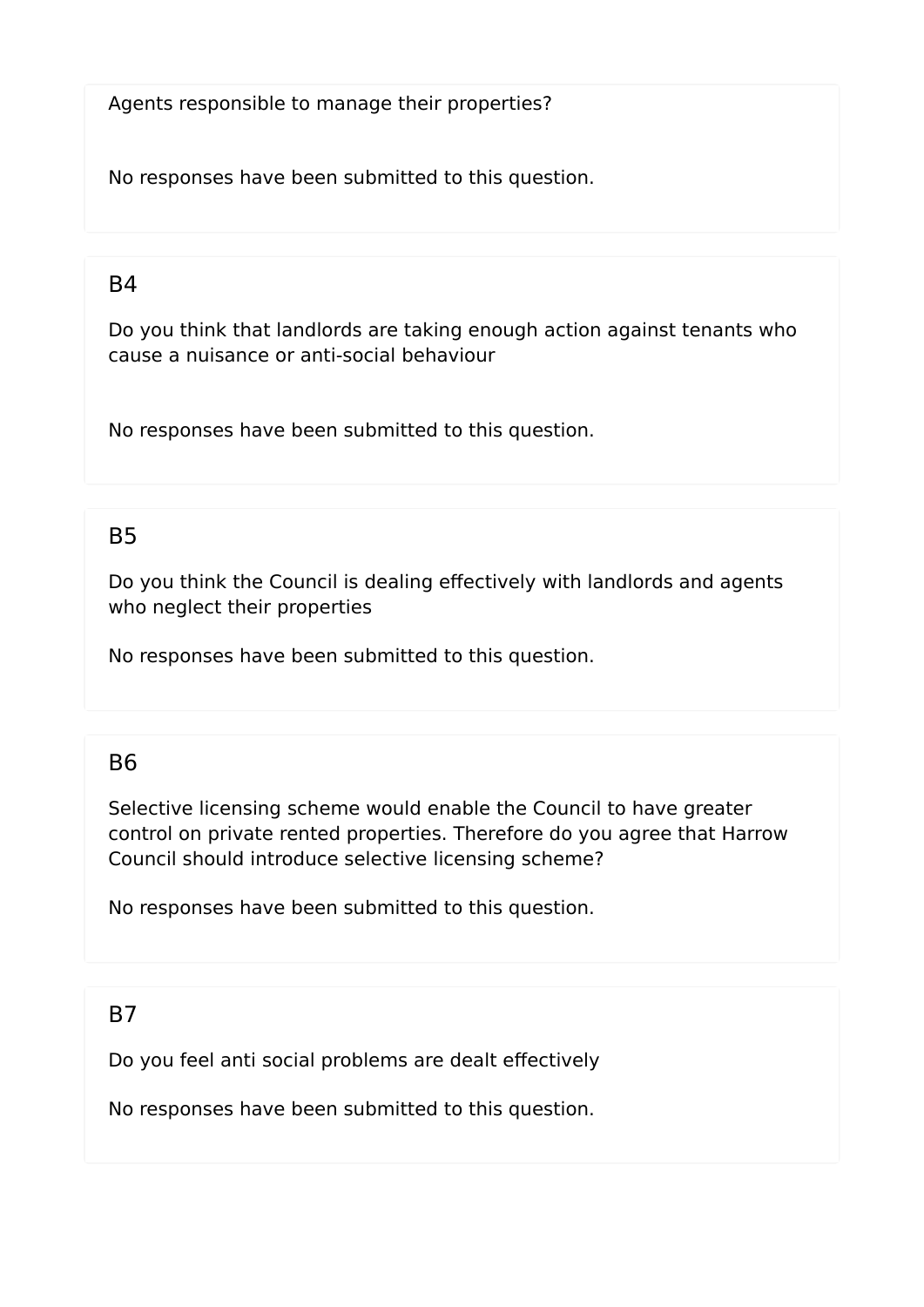Agents responsible to manage their properties?

No responses have been submitted to this question.

## B4

Do you think that landlords are taking enough action against tenants who cause a nuisance or anti-social behaviour

No responses have been submitted to this question.

## B5

Do you think the Council is dealing effectively with landlords and agents who neglect their properties

No responses have been submitted to this question.

## B6

Selective licensing scheme would enable the Council to have greater control on private rented properties. Therefore do you agree that Harrow Council should introduce selective licensing scheme?

No responses have been submitted to this question.

## B7

Do you feel anti social problems are dealt effectively

No responses have been submitted to this question.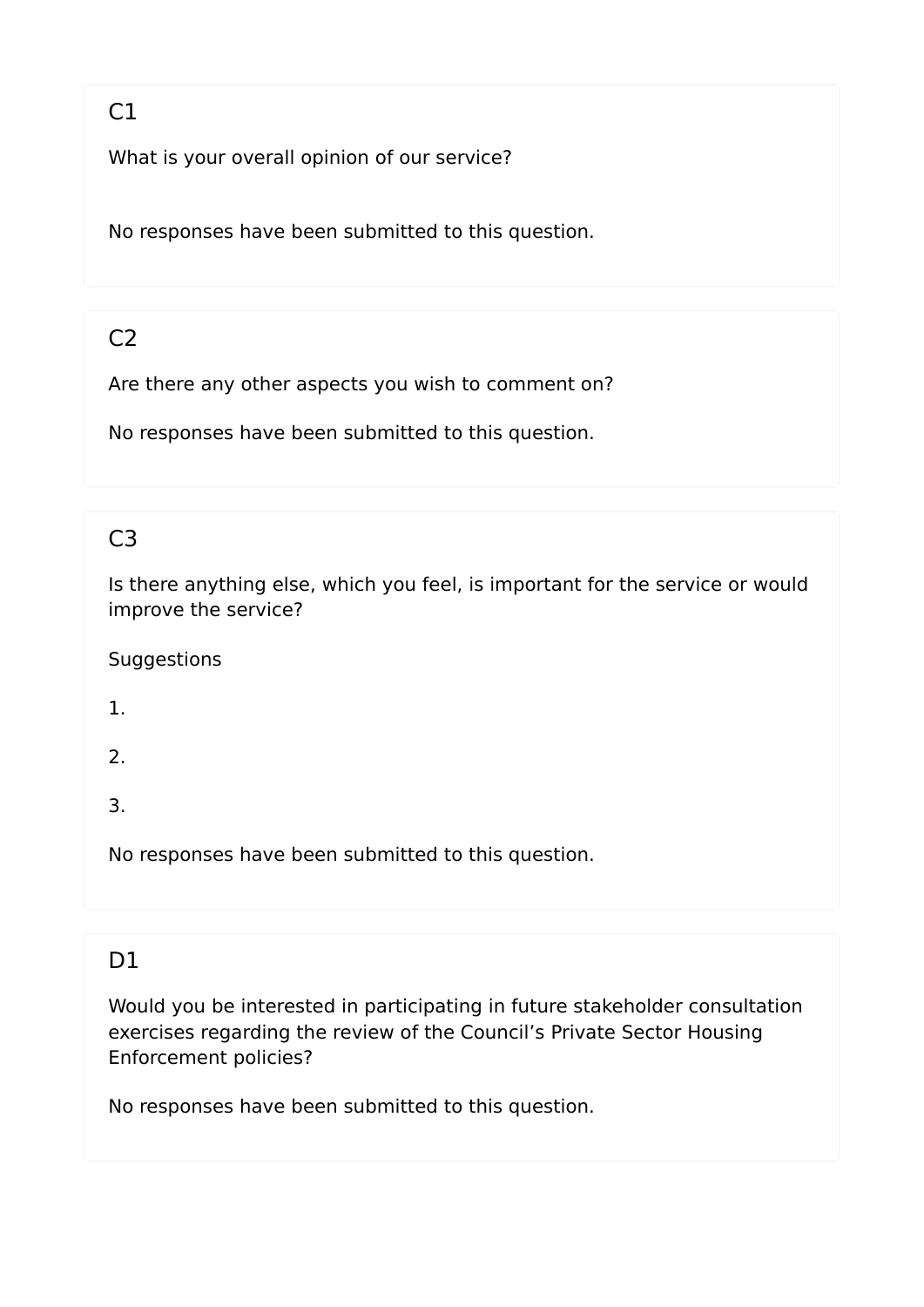## C1

What is your overall opinion of our service?

No responses have been submitted to this question.

## C2

Are there any other aspects you wish to comment on?

No responses have been submitted to this question.

## C3

Is there anything else, which you feel, is important for the service or would improve the service?

Suggestions

1.

2.

3.

No responses have been submitted to this question.

## D1

Would you be interested in participating in future stakeholder consultation exercises regarding the review of the Council's Private Sector Housing Enforcement policies?

No responses have been submitted to this question.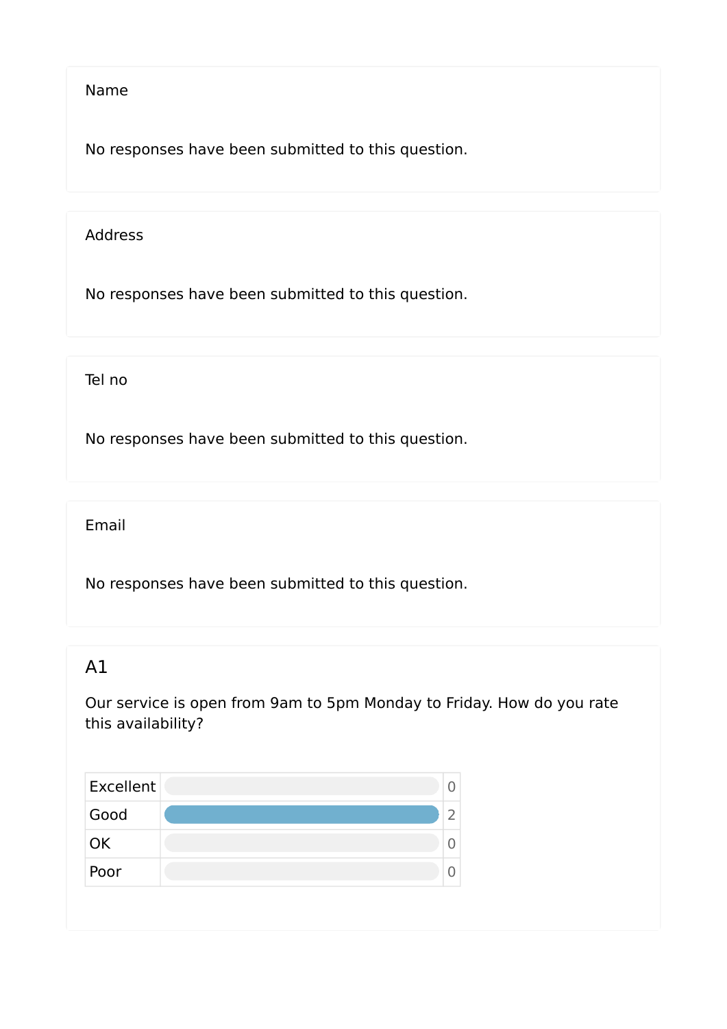Name

No responses have been submitted to this question.

Address

No responses have been submitted to this question.

Tel no

No responses have been submitted to this question.

Email

No responses have been submitted to this question.

## A1

Our service is open from 9am to 5pm Monday to Friday. How do you rate this availability?

| Option | Count |
| --- | --- |
| Excellent | 0 |
| Good | 2 |
| OK | 0 |
| Poor | 0 |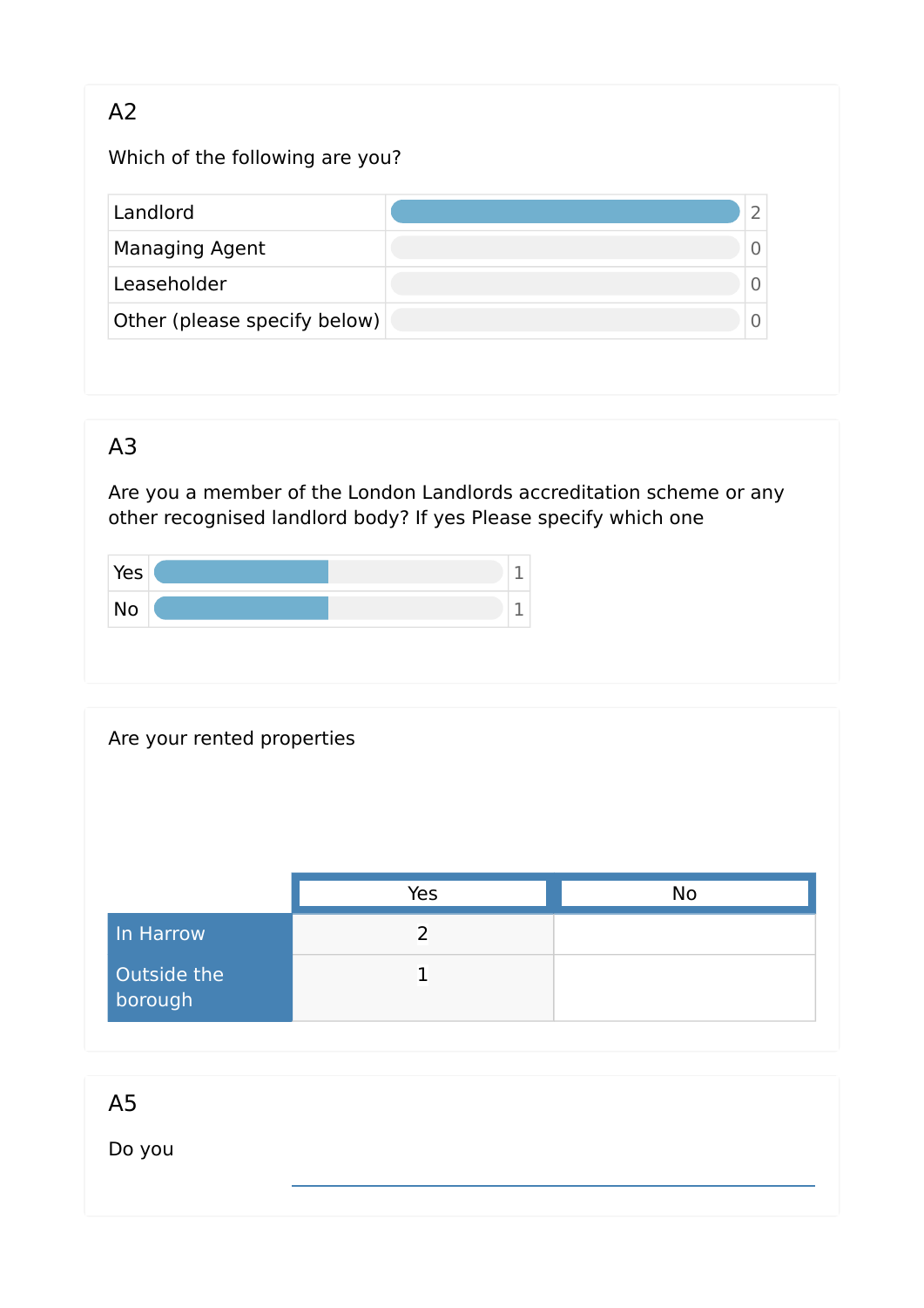## A2

Which of the following are you?

| | |
|---|---|
| Landlord | 2 |
| Managing Agent | 0 |
| Leaseholder | 0 |
| Other (please specify below) | 0 |

## A3

Are you a member of the London Landlords accreditation scheme or any other recognised landlord body? If yes Please specify which one

| | |
|---|---|
| Yes | 1 |
| No | 1 |

Are your rented properties

| | Yes | No |
|---|---|---|
| In Harrow | 2 | |
| Outside the borough | 1 | |

## A5

Do you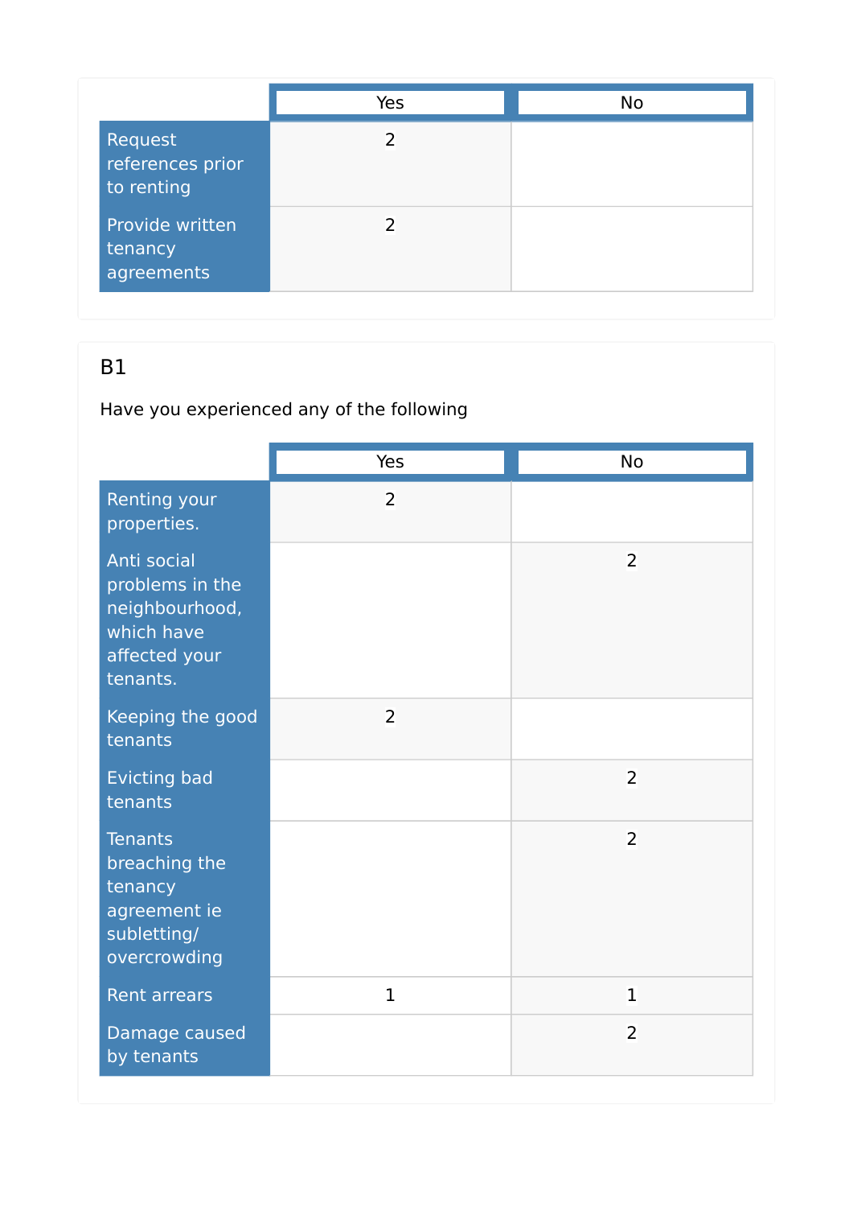| | Yes | No |
|---|---|---|
| Request references prior to renting | 2 | |
| Provide written tenancy agreements | 2 | |

### B1

Have you experienced any of the following

| | Yes | No |
|---|---|---|
| Renting your properties. | 2 | |
| Anti social problems in the neighbourhood, which have affected your tenants. | | 2 |
| Keeping the good tenants | 2 | |
| Evicting bad tenants | | 2 |
| Tenants breaching the tenancy agreement ie subletting/ overcrowding | | 2 |
| Rent arrears | 1 | 1 |
| Damage caused by tenants | | 2 |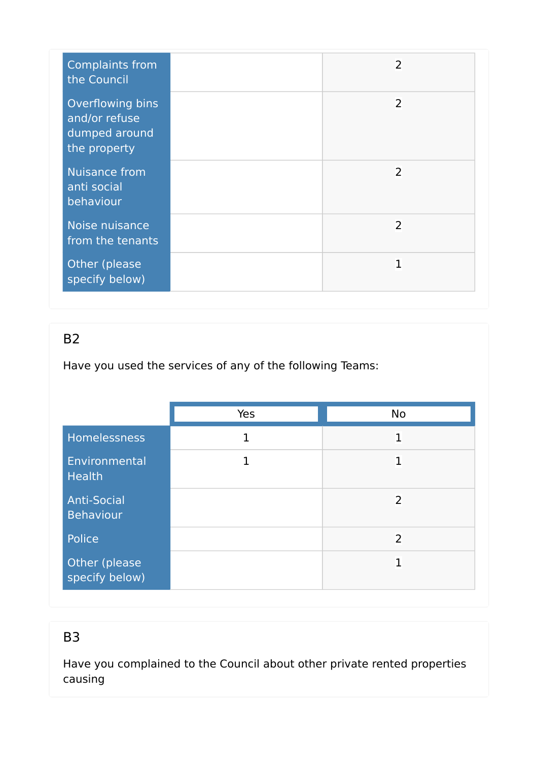| | | |
|---|---|---|
| Complaints from the Council | | 2 |
| Overflowing bins and/or refuse dumped around the property | | 2 |
| Nuisance from anti social behaviour | | 2 |
| Noise nuisance from the tenants | | 2 |
| Other (please specify below) | | 1 |

## B2

Have you used the services of any of the following Teams:

| | Yes | No |
|---|---|---|
| Homelessness | 1 | 1 |
| Environmental Health | 1 | 1 |
| Anti-Social Behaviour | | 2 |
| Police | | 2 |
| Other (please specify below) | | 1 |

## B3

Have you complained to the Council about other private rented properties causing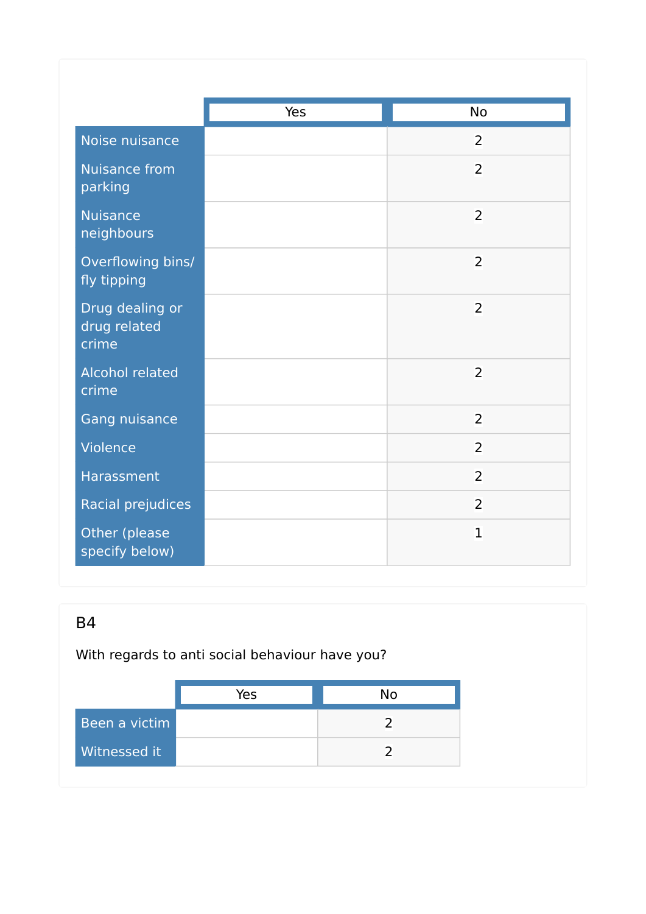| | Yes | No |
|---|---|---|
| Noise nuisance | | 2 |
| Nuisance from parking | | 2 |
| Nuisance neighbours | | 2 |
| Overflowing bins/ fly tipping | | 2 |
| Drug dealing or drug related crime | | 2 |
| Alcohol related crime | | 2 |
| Gang nuisance | | 2 |
| Violence | | 2 |
| Harassment | | 2 |
| Racial prejudices | | 2 |
| Other (please specify below) | | 1 |

## B4

With regards to anti social behaviour have you?

| | Yes | No |
|---|---|---|
| Been a victim | | 2 |
| Witnessed it | | 2 |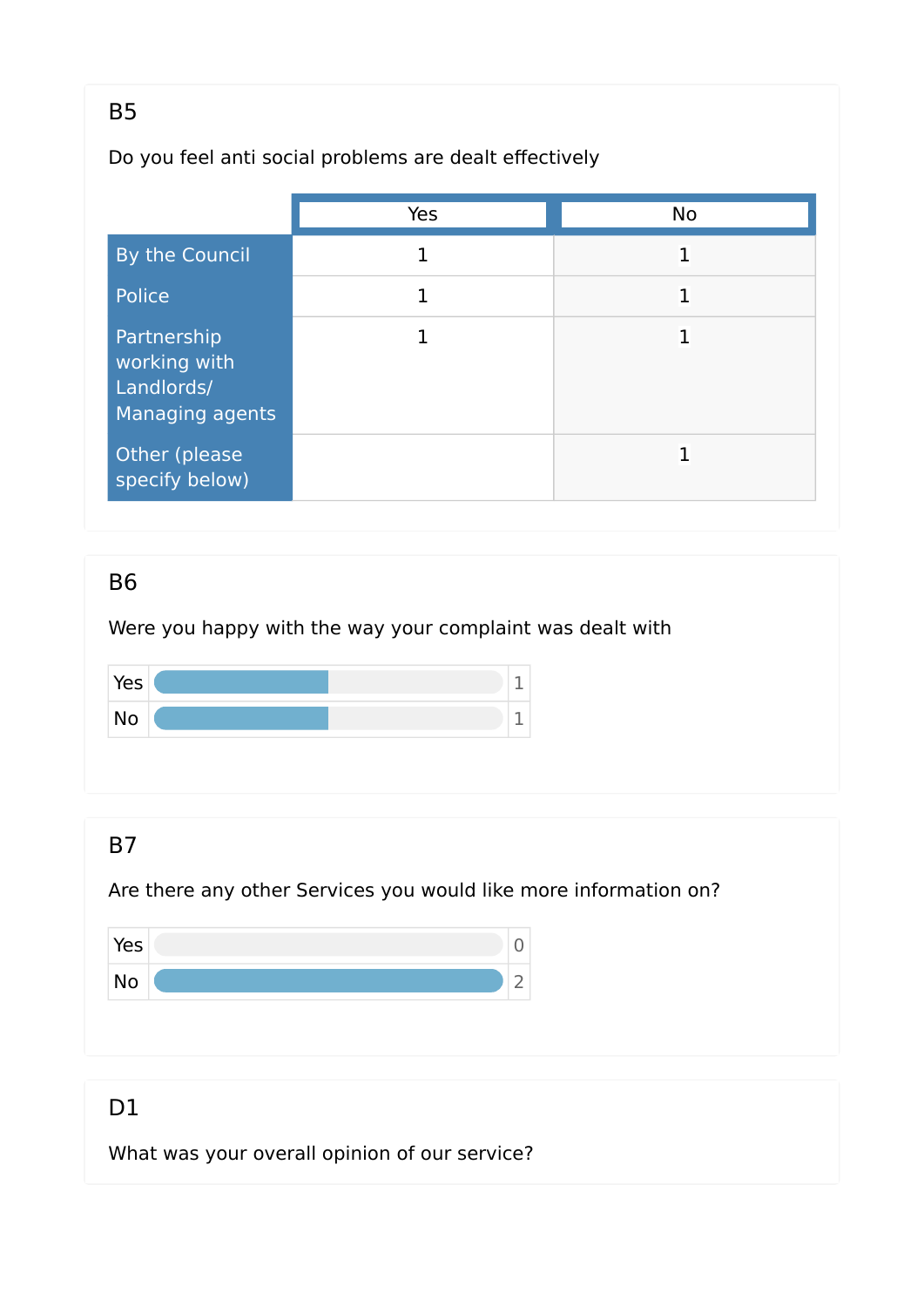## B5

Do you feel anti social problems are dealt effectively

| | Yes | No |
|---|---|---|
| By the Council | 1 | 1 |
| Police | 1 | 1 |
| Partnership working with Landlords/ Managing agents | 1 | 1 |
| Other (please specify below) | | 1 |

## B6

Were you happy with the way your complaint was dealt with

| | |
|---|---|
| Yes | 1 |
| No | 1 |

## B7

Are there any other Services you would like more information on?

| | |
|---|---|
| Yes | 0 |
| No | 2 |

## D1

What was your overall opinion of our service?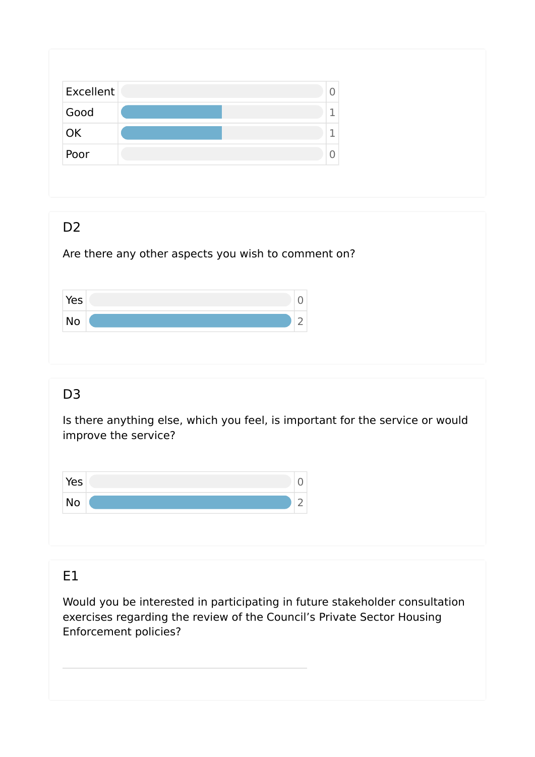| Excellent | 0 |
| --- | --- |
| Good | 1 |
| OK | 1 |
| Poor | 0 |

## D2

Are there any other aspects you wish to comment on?

| Yes | 0 |
| --- | --- |
| No | 2 |

## D3

Is there anything else, which you feel, is important for the service or would improve the service?

| Yes | 0 |
| --- | --- |
| No | 2 |

## E1

Would you be interested in participating in future stakeholder consultation exercises regarding the review of the Council's Private Sector Housing Enforcement policies?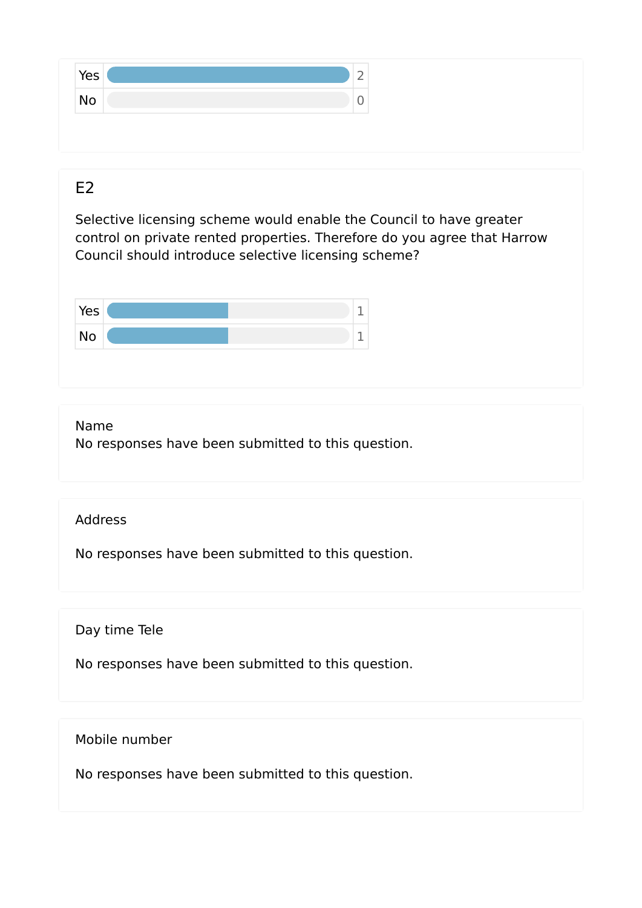| | |
|---|---|
| Yes | 2 |
| No | 0 |

## E2

Selective licensing scheme would enable the Council to have greater control on private rented properties. Therefore do you agree that Harrow Council should introduce selective licensing scheme?

| | |
|---|---|
| Yes | 1 |
| No | 1 |

Name

No responses have been submitted to this question.

Address

No responses have been submitted to this question.

Day time Tele

No responses have been submitted to this question.

Mobile number

No responses have been submitted to this question.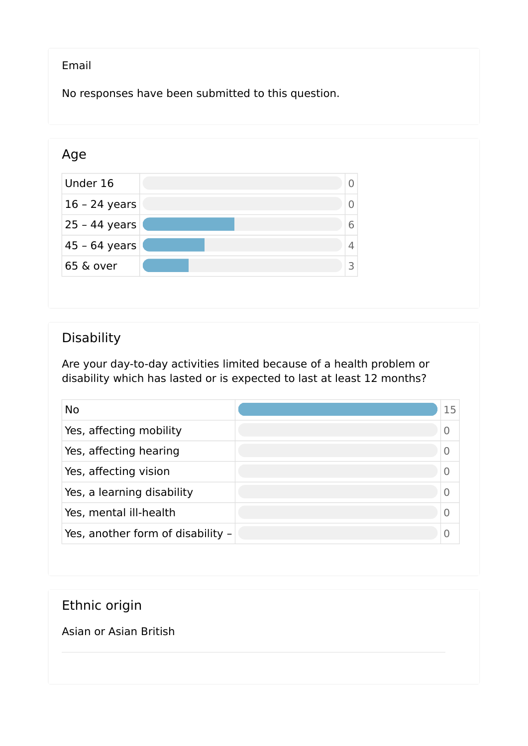## Email

No responses have been submitted to this question.

## Age

| Age | Count |
|---|---|
| Under 16 | 0 |
| 16 – 24 years | 0 |
| 25 – 44 years | 6 |
| 45 – 64 years | 4 |
| 65 & over | 3 |

## Disability

Are your day-to-day activities limited because of a health problem or disability which has lasted or is expected to last at least 12 months?

| Response | Count |
|---|---|
| No | 15 |
| Yes, affecting mobility | 0 |
| Yes, affecting hearing | 0 |
| Yes, affecting vision | 0 |
| Yes, a learning disability | 0 |
| Yes, mental ill-health | 0 |
| Yes, another form of disability – | 0 |

## Ethnic origin

Asian or Asian British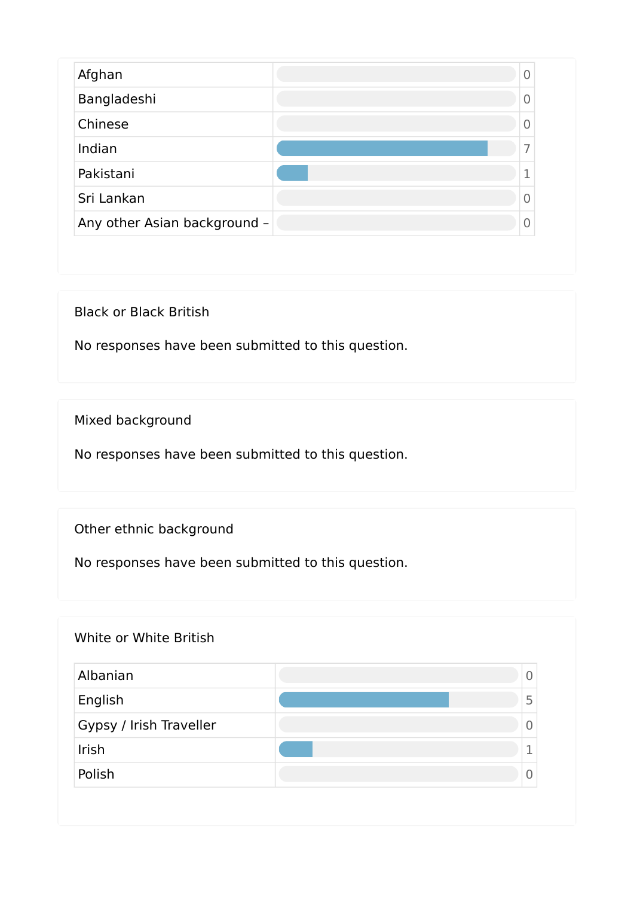| Afghan | 0 |
| --- | --- |
| Bangladeshi | 0 |
| Chinese | 0 |
| Indian | 7 |
| Pakistani | 1 |
| Sri Lankan | 0 |
| Any other Asian background – | 0 |

Black or Black British

No responses have been submitted to this question.

Mixed background

No responses have been submitted to this question.

Other ethnic background

No responses have been submitted to this question.

White or White British

| Albanian | 0 |
| --- | --- |
| English | 5 |
| Gypsy / Irish Traveller | 0 |
| Irish | 1 |
| Polish | 0 |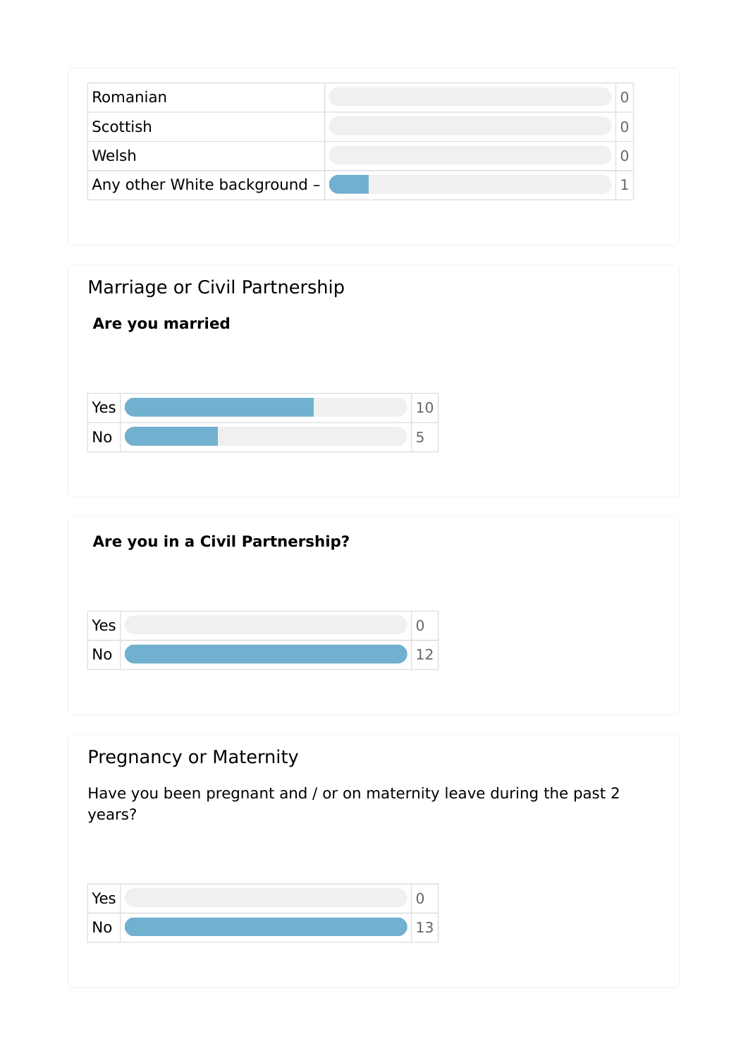| Romanian | 0 |
| --- | --- |
| Scottish | 0 |
| Welsh | 0 |
| Any other White background – | 1 |

## Marriage or Civil Partnership

**Are you married**

| Yes | 10 |
| --- | --- |
| No | 5 |

**Are you in a Civil Partnership?**

| Yes | 0 |
| --- | --- |
| No | 12 |

## Pregnancy or Maternity

Have you been pregnant and / or on maternity leave during the past 2 years?

| Yes | 0 |
| --- | --- |
| No | 13 |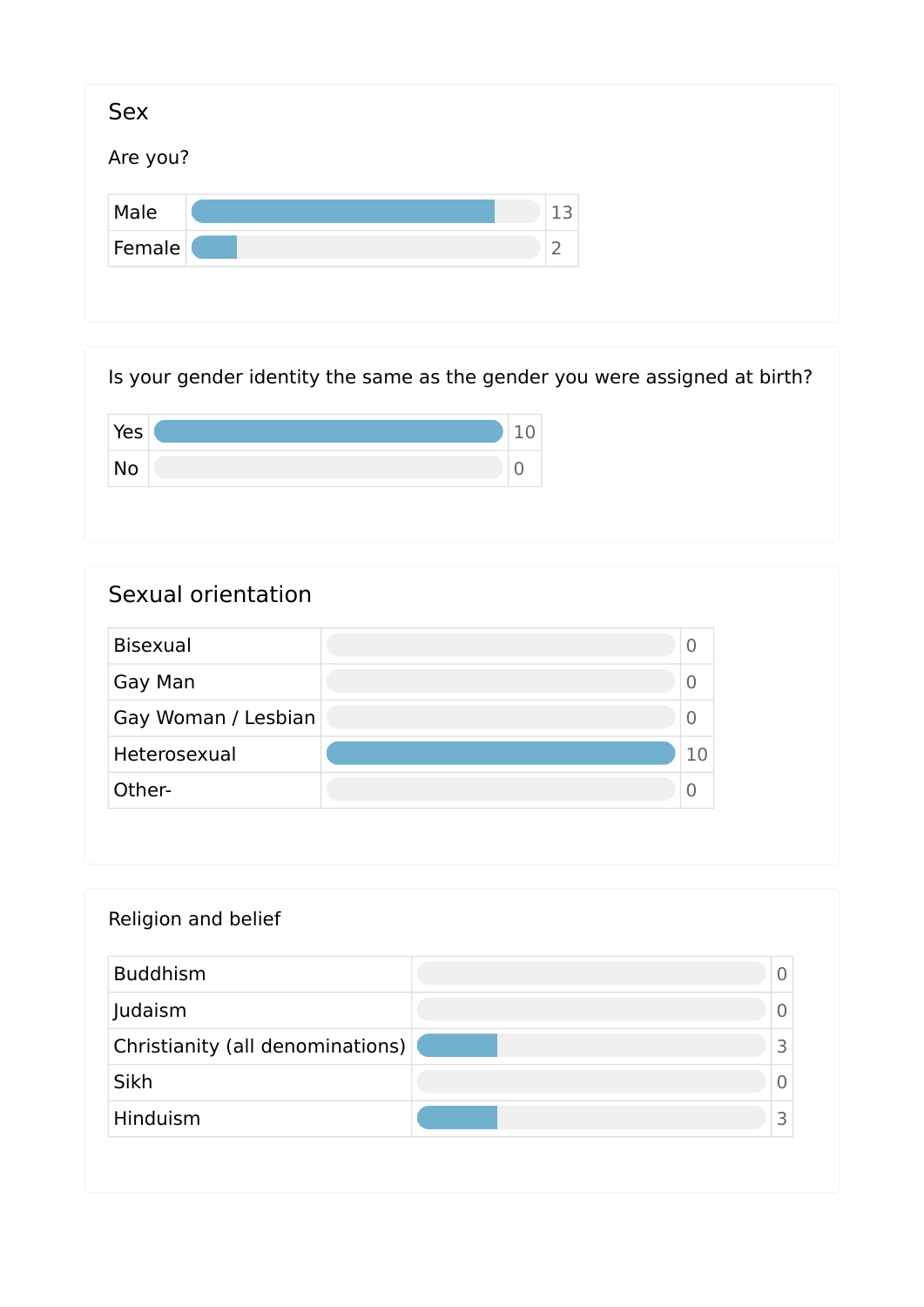## Sex

Are you?

| Option | Count |
| --- | --- |
| Male | 13 |
| Female | 2 |

Is your gender identity the same as the gender you were assigned at birth?

| Option | Count |
| --- | --- |
| Yes | 10 |
| No | 0 |

## Sexual orientation

| Option | Count |
| --- | --- |
| Bisexual | 0 |
| Gay Man | 0 |
| Gay Woman / Lesbian | 0 |
| Heterosexual | 10 |
| Other- | 0 |

Religion and belief

| Option | Count |
| --- | --- |
| Buddhism | 0 |
| Judaism | 0 |
| Christianity (all denominations) | 3 |
| Sikh | 0 |
| Hinduism | 3 |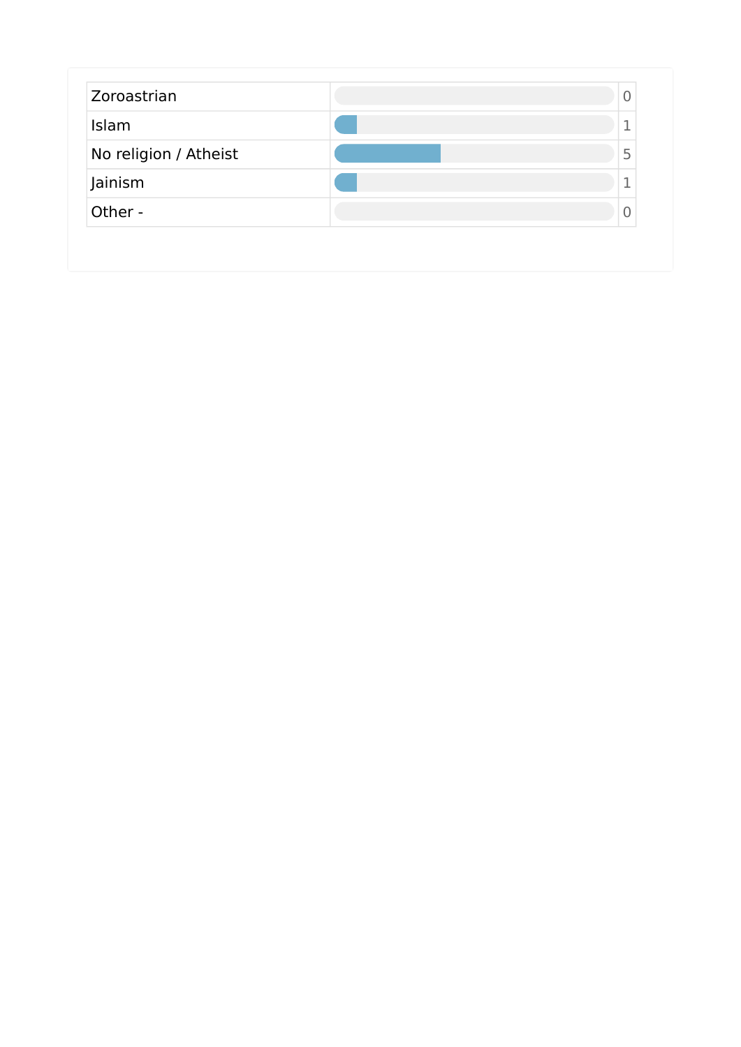Zoroastrian
0
Islam
1
No religion / Atheist
5
Jainism
1
Other -
0